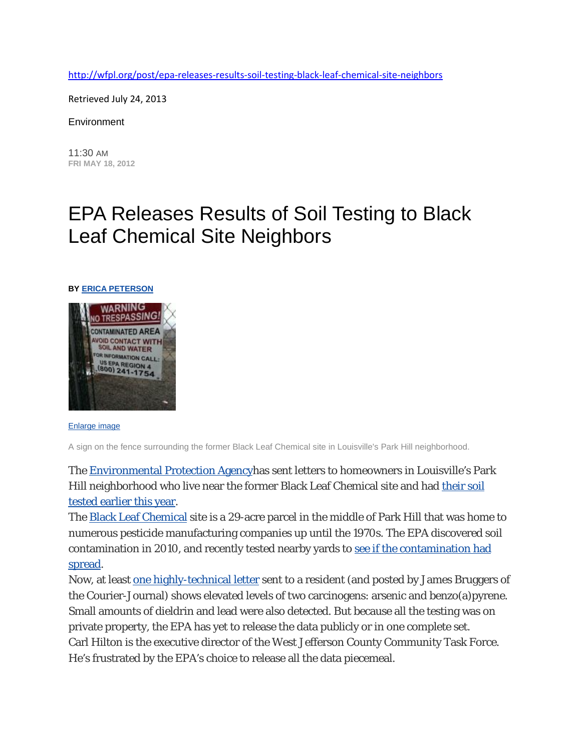http://wfpl.org/post/epa-releases-results-soil-testing-black-leaf-chemical-site-neighbors

Retrieved July 24, 2013

Environment

11:30 AM
FRI MAY 18, 2012

# EPA Releases Results of Soil Testing to Black Leaf Chemical Site Neighbors

**BY ERICA PETERSON**

Enlarge image

A sign on the fence surrounding the former Black Leaf Chemical site in Louisville's Park Hill neighborhood.

The Environmental Protection Agencyhas sent letters to homeowners in Louisville's Park Hill neighborhood who live near the former Black Leaf Chemical site and had their soil tested earlier this year.

The Black Leaf Chemical site is a 29-acre parcel in the middle of Park Hill that was home to numerous pesticide manufacturing companies up until the 1970s. The EPA discovered soil contamination in 2010, and recently tested nearby yards to see if the contamination had spread.

Now, at least one highly-technical letter sent to a resident (and posted by James Bruggers of the Courier-Journal) shows elevated levels of two carcinogens: arsenic and benzo(a)pyrene. Small amounts of dieldrin and lead were also detected. But because all the testing was on private property, the EPA has yet to release the data publicly or in one complete set.

Carl Hilton is the executive director of the West Jefferson County Community Task Force. He's frustrated by the EPA's choice to release all the data piecemeal.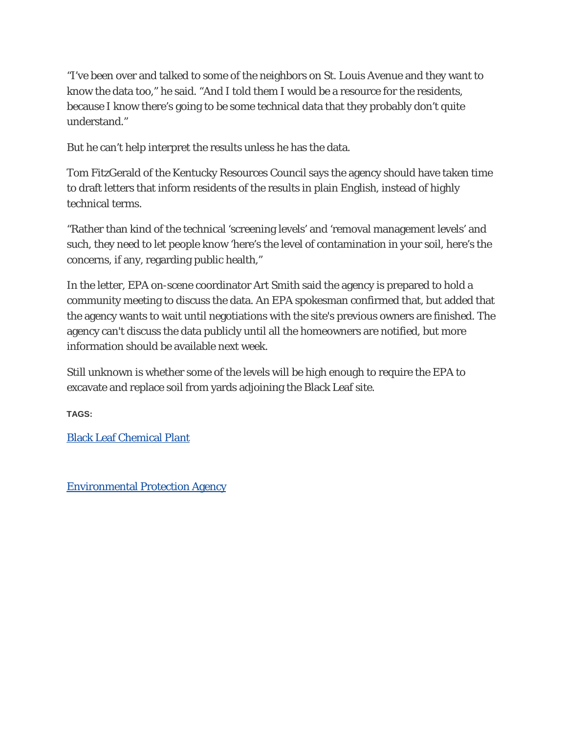"I've been over and talked to some of the neighbors on St. Louis Avenue and they want to know the data too," he said. "And I told them I would be a resource for the residents, because I know there's going to be some technical data that they probably don't quite understand."

But he can't help interpret the results unless he has the data.

Tom FitzGerald of the Kentucky Resources Council says the agency should have taken time to draft letters that inform residents of the results in plain English, instead of highly technical terms.

"Rather than kind of the technical 'screening levels' and 'removal management levels' and such, they need to let people know 'here's the level of contamination in your soil, here's the concerns, if any, regarding public health,"

In the letter, EPA on-scene coordinator Art Smith said the agency is prepared to hold a community meeting to discuss the data. An EPA spokesman confirmed that, but added that the agency wants to wait until negotiations with the site's previous owners are finished. The agency can't discuss the data publicly until all the homeowners are notified, but more information should be available next week.

Still unknown is whether some of the levels will be high enough to require the EPA to excavate and replace soil from yards adjoining the Black Leaf site.

**TAGS:**

Black Leaf Chemical Plant

Environmental Protection Agency